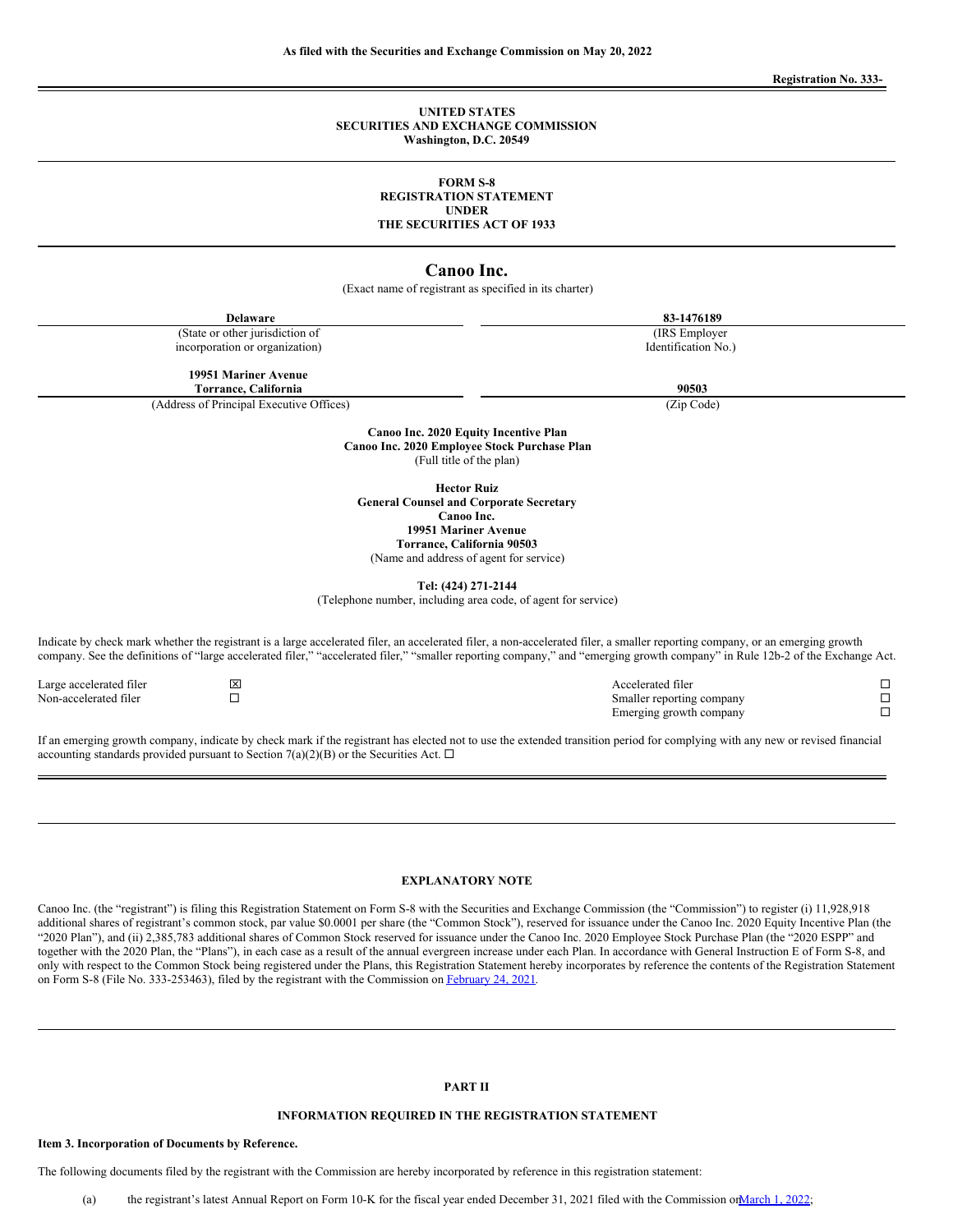As filed with the Securities and Exchange Commission on May 20, 2022

Registration No. 333-

**UNITED STATES**
**SECURITIES AND EXCHANGE COMMISSION**
**Washington, D.C. 20549**

**FORM S-8**
**REGISTRATION STATEMENT**
**UNDER**
**THE SECURITIES ACT OF 1933**

# Canoo Inc.

(Exact name of registrant as specified in its charter)

| **Delaware** | **83-1476189** |
|---|---|
| (State or other jurisdiction of incorporation or organization) | (IRS Employer Identification No.) |
| **19951 Mariner Avenue Torrance, California** | **90503** |
| (Address of Principal Executive Offices) | (Zip Code) |

**Canoo Inc. 2020 Equity Incentive Plan**
**Canoo Inc. 2020 Employee Stock Purchase Plan**
(Full title of the plan)

**Hector Ruiz**
**General Counsel and Corporate Secretary**
**Canoo Inc.**
**19951 Mariner Avenue**
**Torrance, California 90503**
(Name and address of agent for service)

**Tel: (424) 271-2144**
(Telephone number, including area code, of agent for service)

Indicate by check mark whether the registrant is a large accelerated filer, an accelerated filer, a non-accelerated filer, a smaller reporting company, or an emerging growth company. See the definitions of "large accelerated filer," "accelerated filer," "smaller reporting company," and "emerging growth company" in Rule 12b-2 of the Exchange Act.

| | | | |
|---|---|---|---|
| Large accelerated filer | ☒ | Accelerated filer | ☐ |
| Non-accelerated filer | ☐ | Smaller reporting company | ☐ |
| | | Emerging growth company | ☐ |

If an emerging growth company, indicate by check mark if the registrant has elected not to use the extended transition period for complying with any new or revised financial accounting standards provided pursuant to Section 7(a)(2)(B) or the Securities Act. ☐

## EXPLANATORY NOTE

Canoo Inc. (the "registrant") is filing this Registration Statement on Form S-8 with the Securities and Exchange Commission (the "Commission") to register (i) 11,928,918 additional shares of registrant's common stock, par value $0.0001 per share (the "Common Stock"), reserved for issuance under the Canoo Inc. 2020 Equity Incentive Plan (the "2020 Plan"), and (ii) 2,385,783 additional shares of Common Stock reserved for issuance under the Canoo Inc. 2020 Employee Stock Purchase Plan (the "2020 ESPP" and together with the 2020 Plan, the "Plans"), in each case as a result of the annual evergreen increase under each Plan. In accordance with General Instruction E of Form S-8, and only with respect to the Common Stock being registered under the Plans, this Registration Statement hereby incorporates by reference the contents of the Registration Statement on Form S-8 (File No. 333-253463), filed by the registrant with the Commission on February 24, 2021.

## PART II

### INFORMATION REQUIRED IN THE REGISTRATION STATEMENT

**Item 3. Incorporation of Documents by Reference.**

The following documents filed by the registrant with the Commission are hereby incorporated by reference in this registration statement:

(a) the registrant's latest Annual Report on Form 10-K for the fiscal year ended December 31, 2021 filed with the Commission on March 1, 2022;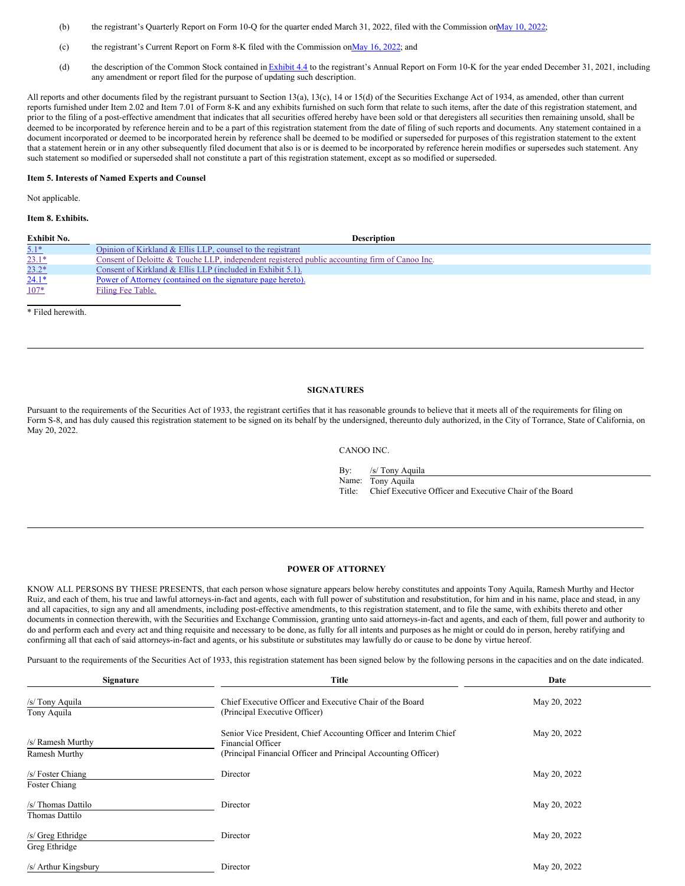(b) the registrant's Quarterly Report on Form 10-Q for the quarter ended March 31, 2022, filed with the Commission on May 10, 2022;

(c) the registrant's Current Report on Form 8-K filed with the Commission on May 16, 2022; and

(d) the description of the Common Stock contained in Exhibit 4.4 to the registrant's Annual Report on Form 10-K for the year ended December 31, 2021, including any amendment or report filed for the purpose of updating such description.

All reports and other documents filed by the registrant pursuant to Section 13(a), 13(c), 14 or 15(d) of the Securities Exchange Act of 1934, as amended, other than current reports furnished under Item 2.02 and Item 7.01 of Form 8-K and any exhibits furnished on such form that relate to such items, after the date of this registration statement, and prior to the filing of a post-effective amendment that indicates that all securities offered hereby have been sold or that deregisters all securities then remaining unsold, shall be deemed to be incorporated by reference herein and to be a part of this registration statement from the date of filing of such reports and documents. Any statement contained in a document incorporated or deemed to be incorporated herein by reference shall be deemed to be modified or superseded for purposes of this registration statement to the extent that a statement herein or in any other subsequently filed document that also is or is deemed to be incorporated by reference herein modifies or supersedes such statement. Any such statement so modified or superseded shall not constitute a part of this registration statement, except as so modified or superseded.

**Item 5. Interests of Named Experts and Counsel**

Not applicable.

**Item 8. Exhibits.**

| Exhibit No. | Description |
|---|---|
| 5.1* | Opinion of Kirkland & Ellis LLP, counsel to the registrant |
| 23.1* | Consent of Deloitte & Touche LLP, independent registered public accounting firm of Canoo Inc. |
| 23.2* | Consent of Kirkland & Ellis LLP (included in Exhibit 5.1). |
| 24.1* | Power of Attorney (contained on the signature page hereto). |
| 107* | Filing Fee Table. |

* Filed herewith.

## SIGNATURES

Pursuant to the requirements of the Securities Act of 1933, the registrant certifies that it has reasonable grounds to believe that it meets all of the requirements for filing on Form S-8, and has duly caused this registration statement to be signed on its behalf by the undersigned, thereunto duly authorized, in the City of Torrance, State of California, on May 20, 2022.

CANOO INC.

By: /s/ Tony Aquila
Name: Tony Aquila
Title: Chief Executive Officer and Executive Chair of the Board

## POWER OF ATTORNEY

KNOW ALL PERSONS BY THESE PRESENTS, that each person whose signature appears below hereby constitutes and appoints Tony Aquila, Ramesh Murthy and Hector Ruiz, and each of them, his true and lawful attorneys-in-fact and agents, each with full power of substitution and resubstitution, for him and in his name, place and stead, in any and all capacities, to sign any and all amendments, including post-effective amendments, to this registration statement, and to file the same, with exhibits thereto and other documents in connection therewith, with the Securities and Exchange Commission, granting unto said attorneys-in-fact and agents, and each of them, full power and authority to do and perform each and every act and thing requisite and necessary to be done, as fully for all intents and purposes as he might or could do in person, hereby ratifying and confirming all that each of said attorneys-in-fact and agents, or his substitute or substitutes may lawfully do or cause to be done by virtue hereof.

Pursuant to the requirements of the Securities Act of 1933, this registration statement has been signed below by the following persons in the capacities and on the date indicated.

| Signature | Title | Date |
|---|---|---|
| /s/ Tony Aquila<br>Tony Aquila | Chief Executive Officer and Executive Chair of the Board<br>(Principal Executive Officer) | May 20, 2022 |
| /s/ Ramesh Murthy<br>Ramesh Murthy | Senior Vice President, Chief Accounting Officer and Interim Chief Financial Officer<br>(Principal Financial Officer and Principal Accounting Officer) | May 20, 2022 |
| /s/ Foster Chiang<br>Foster Chiang | Director | May 20, 2022 |
| /s/ Thomas Dattilo<br>Thomas Dattilo | Director | May 20, 2022 |
| /s/ Greg Ethridge<br>Greg Ethridge | Director | May 20, 2022 |
| /s/ Arthur Kingsbury | Director | May 20, 2022 |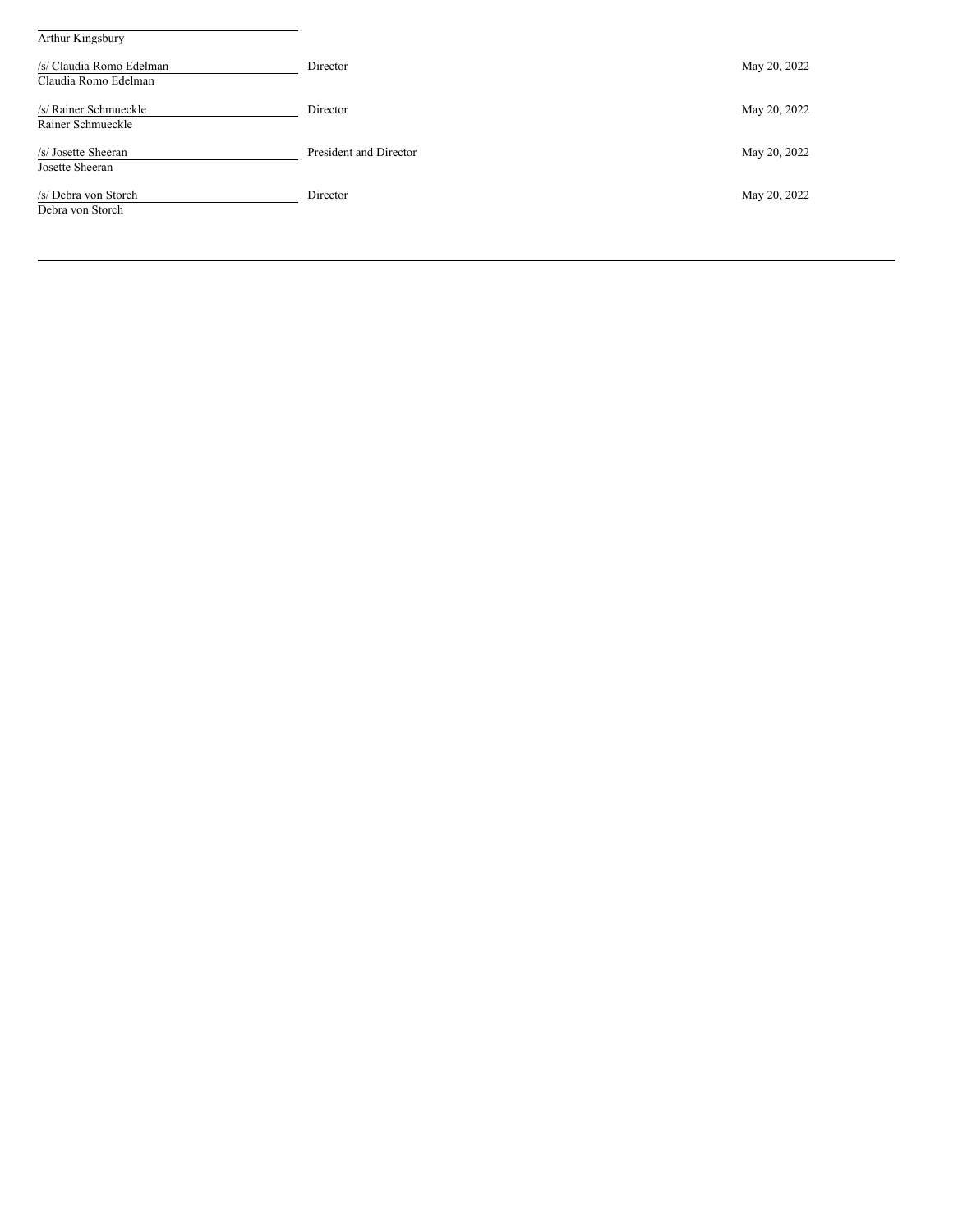| Signature | Title | Date |
| --- | --- | --- |
| Arthur Kingsbury | | |
| /s/ Claudia Romo Edelman<br>Claudia Romo Edelman | Director | May 20, 2022 |
| /s/ Rainer Schmueckle<br>Rainer Schmueckle | Director | May 20, 2022 |
| /s/ Josette Sheeran<br>Josette Sheeran | President and Director | May 20, 2022 |
| /s/ Debra von Storch<br>Debra von Storch | Director | May 20, 2022 |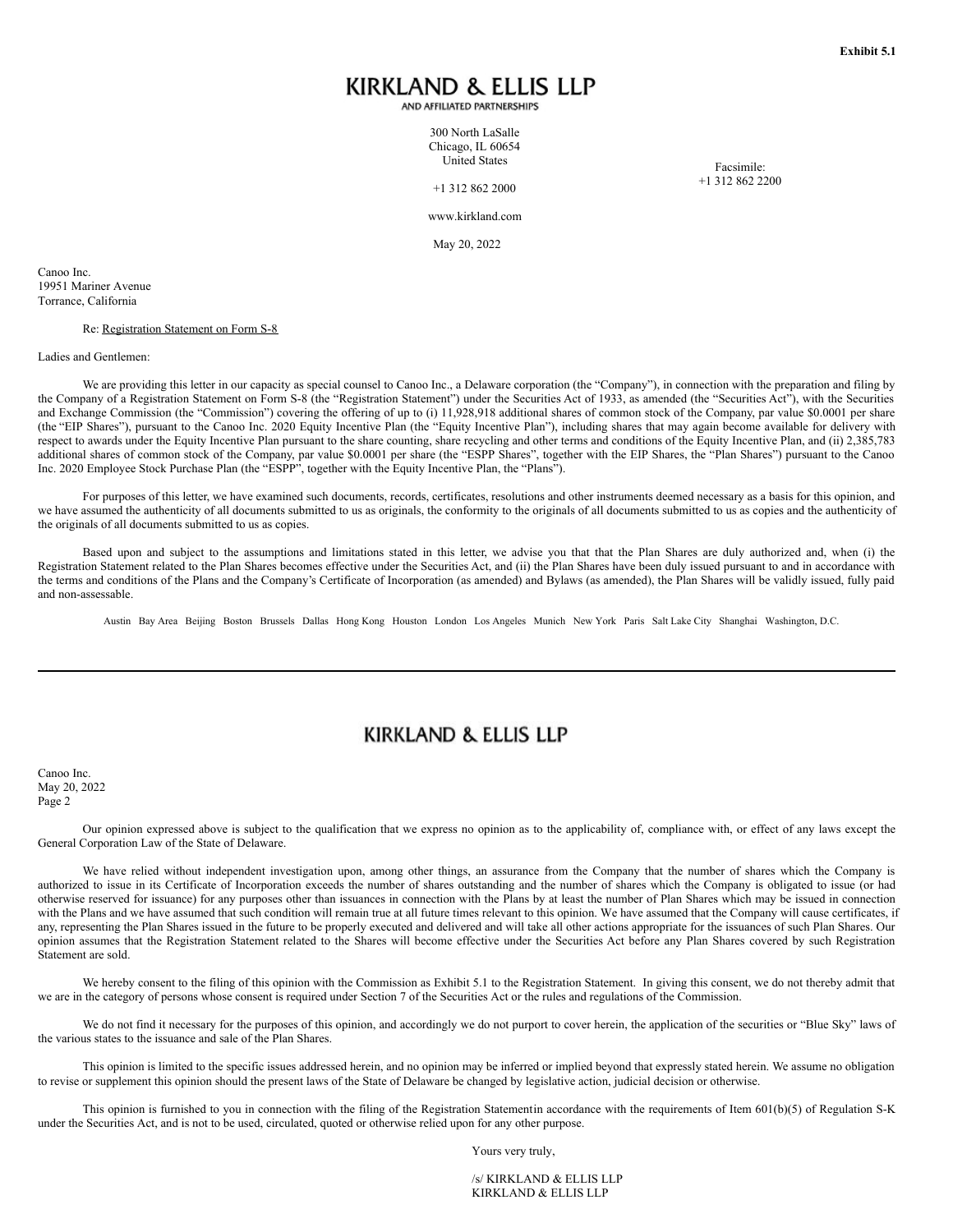**Exhibit 5.1**

**KIRKLAND & ELLIS LLP**

AND AFFILIATED PARTNERSHIPS

300 North LaSalle
Chicago, IL 60654
United States

+1 312 862 2000

Facsimile:
+1 312 862 2200

www.kirkland.com

May 20, 2022

Canoo Inc.
19951 Mariner Avenue
Torrance, California

Re: Registration Statement on Form S-8

Ladies and Gentlemen:

We are providing this letter in our capacity as special counsel to Canoo Inc., a Delaware corporation (the "Company"), in connection with the preparation and filing by the Company of a Registration Statement on Form S-8 (the "Registration Statement") under the Securities Act of 1933, as amended (the "Securities Act"), with the Securities and Exchange Commission (the "Commission") covering the offering of up to (i) 11,928,918 additional shares of common stock of the Company, par value $0.0001 per share (the "EIP Shares"), pursuant to the Canoo Inc. 2020 Equity Incentive Plan (the "Equity Incentive Plan"), including shares that may again become available for delivery with respect to awards under the Equity Incentive Plan pursuant to the share counting, share recycling and other terms and conditions of the Equity Incentive Plan, and (ii) 2,385,783 additional shares of common stock of the Company, par value $0.0001 per share (the "ESPP Shares", together with the EIP Shares, the "Plan Shares") pursuant to the Canoo Inc. 2020 Employee Stock Purchase Plan (the "ESPP", together with the Equity Incentive Plan, the "Plans").

For purposes of this letter, we have examined such documents, records, certificates, resolutions and other instruments deemed necessary as a basis for this opinion, and we have assumed the authenticity of all documents submitted to us as originals, the conformity to the originals of all documents submitted to us as copies and the authenticity of the originals of all documents submitted to us as copies.

Based upon and subject to the assumptions and limitations stated in this letter, we advise you that that the Plan Shares are duly authorized and, when (i) the Registration Statement related to the Plan Shares becomes effective under the Securities Act, and (ii) the Plan Shares have been duly issued pursuant to and in accordance with the terms and conditions of the Plans and the Company's Certificate of Incorporation (as amended) and Bylaws (as amended), the Plan Shares will be validly issued, fully paid and non-assessable.

Austin Bay Area Beijing Boston Brussels Dallas Hong Kong Houston London Los Angeles Munich New York Paris Salt Lake City Shanghai Washington, D.C.

---

Our opinion expressed above is subject to the qualification that we express no opinion as to the applicability of, compliance with, or effect of any laws except the General Corporation Law of the State of Delaware.

We have relied without independent investigation upon, among other things, an assurance from the Company that the number of shares which the Company is authorized to issue in its Certificate of Incorporation exceeds the number of shares outstanding and the number of shares which the Company is obligated to issue (or had otherwise reserved for issuance) for any purposes other than issuances in connection with the Plans by at least the number of Plan Shares which may be issued in connection with the Plans and we have assumed that such condition will remain true at all future times relevant to this opinion. We have assumed that the Company will cause certificates, if any, representing the Plan Shares issued in the future to be properly executed and delivered and will take all other actions appropriate for the issuances of such Plan Shares. Our opinion assumes that the Registration Statement related to the Shares will become effective under the Securities Act before any Plan Shares covered by such Registration Statement are sold.

We hereby consent to the filing of this opinion with the Commission as Exhibit 5.1 to the Registration Statement. In giving this consent, we do not thereby admit that we are in the category of persons whose consent is required under Section 7 of the Securities Act or the rules and regulations of the Commission.

We do not find it necessary for the purposes of this opinion, and accordingly we do not purport to cover herein, the application of the securities or "Blue Sky" laws of the various states to the issuance and sale of the Plan Shares.

This opinion is limited to the specific issues addressed herein, and no opinion may be inferred or implied beyond that expressly stated herein. We assume no obligation to revise or supplement this opinion should the present laws of the State of Delaware be changed by legislative action, judicial decision or otherwise.

This opinion is furnished to you in connection with the filing of the Registration Statementin accordance with the requirements of Item 601(b)(5) of Regulation S-K under the Securities Act, and is not to be used, circulated, quoted or otherwise relied upon for any other purpose.

Yours very truly,

/s/ KIRKLAND & ELLIS LLP
KIRKLAND & ELLIS LLP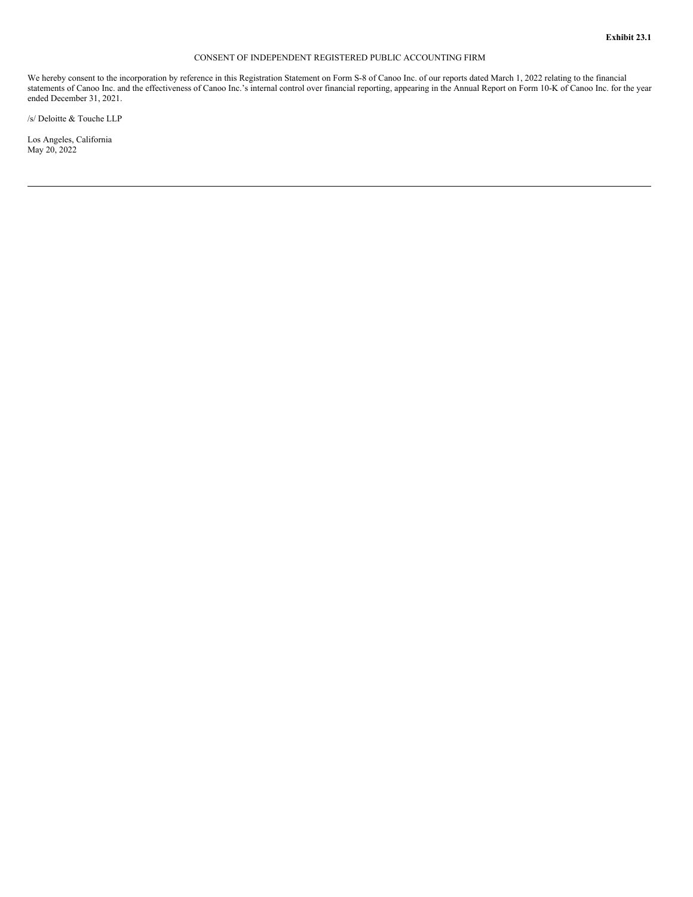**Exhibit 23.1**

CONSENT OF INDEPENDENT REGISTERED PUBLIC ACCOUNTING FIRM

We hereby consent to the incorporation by reference in this Registration Statement on Form S-8 of Canoo Inc. of our reports dated March 1, 2022 relating to the financial statements of Canoo Inc. and the effectiveness of Canoo Inc.'s internal control over financial reporting, appearing in the Annual Report on Form 10-K of Canoo Inc. for the year ended December 31, 2021.

/s/ Deloitte & Touche LLP

Los Angeles, California
May 20, 2022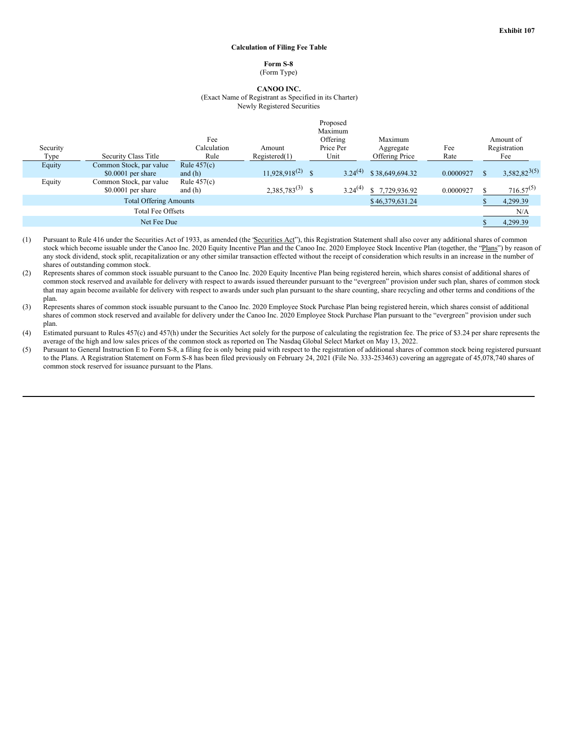**Exhibit 107**

**Calculation of Filing Fee Table**

**Form S-8**
(Form Type)

**CANOO INC.**
(Exact Name of Registrant as Specified in its Charter)
Newly Registered Securities

| Security Type | Security Class Title | Fee Calculation Rule | Amount Registered(1) | Proposed Maximum Offering Price Per Unit | Maximum Aggregate Offering Price | Fee Rate | Amount of Registration Fee |
|---|---|---|---|---|---|---|---|
| Equity | Common Stock, par value $0.0001 per share | Rule 457(c) and (h) | 11,928,918(2) | $ 3.24(4) | $ 38,649,694.32 | 0.0000927 | $ 3,582,823(5) |
| Equity | Common Stock, par value $0.0001 per share | Rule 457(c) and (h) | 2,385,783(3) | $ 3.24(4) | $ 7,729,936.92 | 0.0000927 | $ 716.57(5) |
| Total Offering Amounts | | | | | $ 46,379,631.24 | | $ 4,299.39 |
| Total Fee Offsets | | | | | | | N/A |
| Net Fee Due | | | | | | | $ 4,299.39 |

(1) Pursuant to Rule 416 under the Securities Act of 1933, as amended (the 'Securities Act"), this Registration Statement shall also cover any additional shares of common stock which become issuable under the Canoo Inc. 2020 Equity Incentive Plan and the Canoo Inc. 2020 Employee Stock Incentive Plan (together, the "Plans") by reason of any stock dividend, stock split, recapitalization or any other similar transaction effected without the receipt of consideration which results in an increase in the number of shares of outstanding common stock.

(2) Represents shares of common stock issuable pursuant to the Canoo Inc. 2020 Equity Incentive Plan being registered herein, which shares consist of additional shares of common stock reserved and available for delivery with respect to awards issued thereunder pursuant to the "evergreen" provision under such plan, shares of common stock that may again become available for delivery with respect to awards under such plan pursuant to the share counting, share recycling and other terms and conditions of the plan.

(3) Represents shares of common stock issuable pursuant to the Canoo Inc. 2020 Employee Stock Purchase Plan being registered herein, which shares consist of additional shares of common stock reserved and available for delivery under the Canoo Inc. 2020 Employee Stock Purchase Plan pursuant to the "evergreen" provision under such plan.

(4) Estimated pursuant to Rules 457(c) and 457(h) under the Securities Act solely for the purpose of calculating the registration fee. The price of $3.24 per share represents the average of the high and low sales prices of the common stock as reported on The Nasdaq Global Select Market on May 13, 2022.

(5) Pursuant to General Instruction E to Form S-8, a filing fee is only being paid with respect to the registration of additional shares of common stock being registered pursuant to the Plans. A Registration Statement on Form S-8 has been filed previously on February 24, 2021 (File No. 333-253463) covering an aggregate of 45,078,740 shares of common stock reserved for issuance pursuant to the Plans.